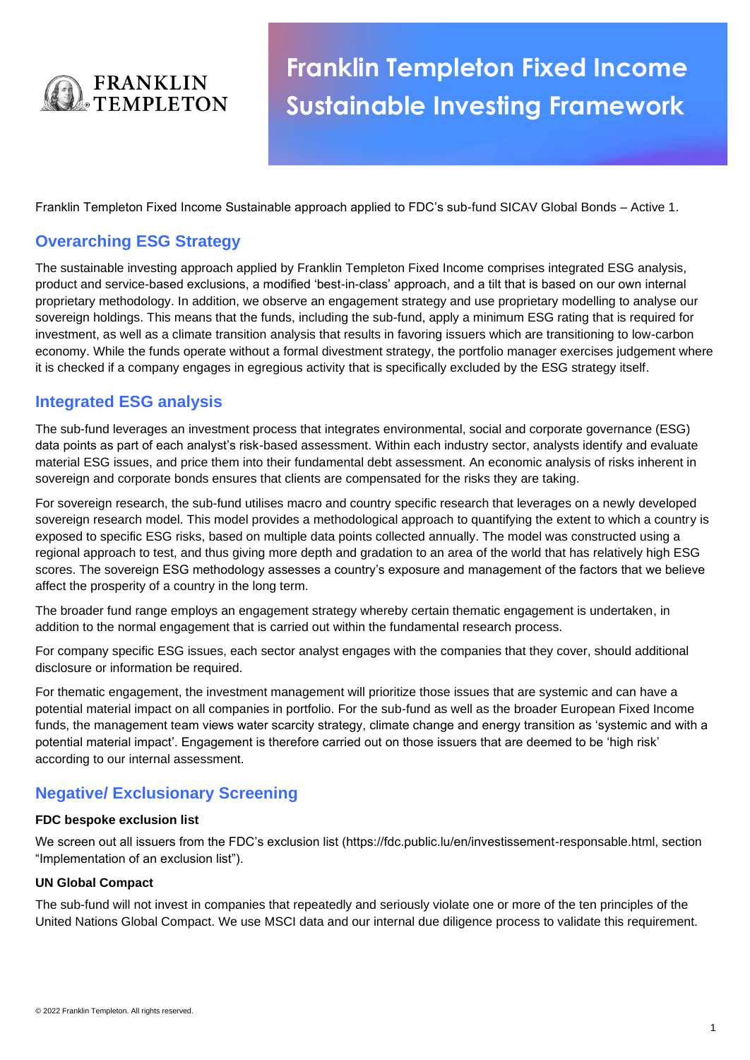# Franklin Templeton Fixed Income Sustainable Investing Framework

Franklin Templeton Fixed Income Sustainable approach applied to FDC's sub-fund SICAV Global Bonds – Active 1.

## Overarching ESG Strategy

The sustainable investing approach applied by Franklin Templeton Fixed Income comprises integrated ESG analysis, product and service-based exclusions, a modified 'best-in-class' approach, and a tilt that is based on our own internal proprietary methodology. In addition, we observe an engagement strategy and use proprietary modelling to analyse our sovereign holdings. This means that the funds, including the sub-fund, apply a minimum ESG rating that is required for investment, as well as a climate transition analysis that results in favoring issuers which are transitioning to low-carbon economy. While the funds operate without a formal divestment strategy, the portfolio manager exercises judgement where it is checked if a company engages in egregious activity that is specifically excluded by the ESG strategy itself.

## Integrated ESG analysis

The sub-fund leverages an investment process that integrates environmental, social and corporate governance (ESG) data points as part of each analyst's risk-based assessment. Within each industry sector, analysts identify and evaluate material ESG issues, and price them into their fundamental debt assessment. An economic analysis of risks inherent in sovereign and corporate bonds ensures that clients are compensated for the risks they are taking.

For sovereign research, the sub-fund utilises macro and country specific research that leverages on a newly developed sovereign research model. This model provides a methodological approach to quantifying the extent to which a country is exposed to specific ESG risks, based on multiple data points collected annually. The model was constructed using a regional approach to test, and thus giving more depth and gradation to an area of the world that has relatively high ESG scores. The sovereign ESG methodology assesses a country's exposure and management of the factors that we believe affect the prosperity of a country in the long term.

The broader fund range employs an engagement strategy whereby certain thematic engagement is undertaken, in addition to the normal engagement that is carried out within the fundamental research process.

For company specific ESG issues, each sector analyst engages with the companies that they cover, should additional disclosure or information be required.

For thematic engagement, the investment management will prioritize those issues that are systemic and can have a potential material impact on all companies in portfolio. For the sub-fund as well as the broader European Fixed Income funds, the management team views water scarcity strategy, climate change and energy transition as 'systemic and with a potential material impact'. Engagement is therefore carried out on those issuers that are deemed to be 'high risk' according to our internal assessment.

## Negative/ Exclusionary Screening

**FDC bespoke exclusion list**

We screen out all issuers from the FDC's exclusion list (https://fdc.public.lu/en/investissement-responsable.html, section "Implementation of an exclusion list").

**UN Global Compact**

The sub-fund will not invest in companies that repeatedly and seriously violate one or more of the ten principles of the United Nations Global Compact. We use MSCI data and our internal due diligence process to validate this requirement.

© 2022 Franklin Templeton. All rights reserved.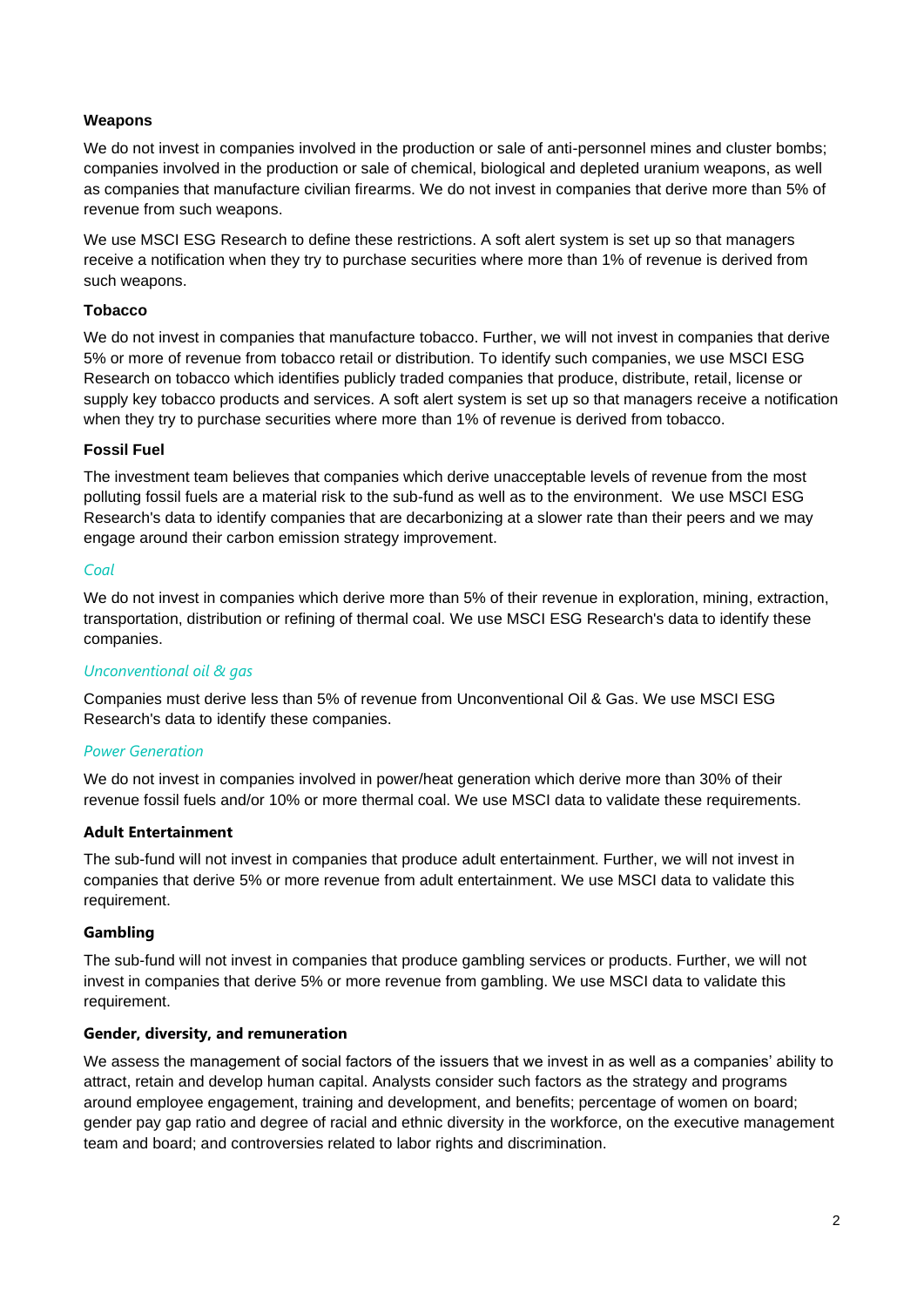### Weapons

We do not invest in companies involved in the production or sale of anti-personnel mines and cluster bombs; companies involved in the production or sale of chemical, biological and depleted uranium weapons, as well as companies that manufacture civilian firearms. We do not invest in companies that derive more than 5% of revenue from such weapons.

We use MSCI ESG Research to define these restrictions. A soft alert system is set up so that managers receive a notification when they try to purchase securities where more than 1% of revenue is derived from such weapons.

### Tobacco

We do not invest in companies that manufacture tobacco. Further, we will not invest in companies that derive 5% or more of revenue from tobacco retail or distribution. To identify such companies, we use MSCI ESG Research on tobacco which identifies publicly traded companies that produce, distribute, retail, license or supply key tobacco products and services. A soft alert system is set up so that managers receive a notification when they try to purchase securities where more than 1% of revenue is derived from tobacco.

### Fossil Fuel

The investment team believes that companies which derive unacceptable levels of revenue from the most polluting fossil fuels are a material risk to the sub-fund as well as to the environment. We use MSCI ESG Research's data to identify companies that are decarbonizing at a slower rate than their peers and we may engage around their carbon emission strategy improvement.

#### *Coal*

We do not invest in companies which derive more than 5% of their revenue in exploration, mining, extraction, transportation, distribution or refining of thermal coal. We use MSCI ESG Research's data to identify these companies.

#### *Unconventional oil & gas*

Companies must derive less than 5% of revenue from Unconventional Oil & Gas. We use MSCI ESG Research's data to identify these companies.

#### *Power Generation*

We do not invest in companies involved in power/heat generation which derive more than 30% of their revenue fossil fuels and/or 10% or more thermal coal. We use MSCI data to validate these requirements.

### Adult Entertainment

The sub-fund will not invest in companies that produce adult entertainment. Further, we will not invest in companies that derive 5% or more revenue from adult entertainment. We use MSCI data to validate this requirement.

### Gambling

The sub-fund will not invest in companies that produce gambling services or products. Further, we will not invest in companies that derive 5% or more revenue from gambling. We use MSCI data to validate this requirement.

### Gender, diversity, and remuneration

We assess the management of social factors of the issuers that we invest in as well as a companies' ability to attract, retain and develop human capital. Analysts consider such factors as the strategy and programs around employee engagement, training and development, and benefits; percentage of women on board; gender pay gap ratio and degree of racial and ethnic diversity in the workforce, on the executive management team and board; and controversies related to labor rights and discrimination.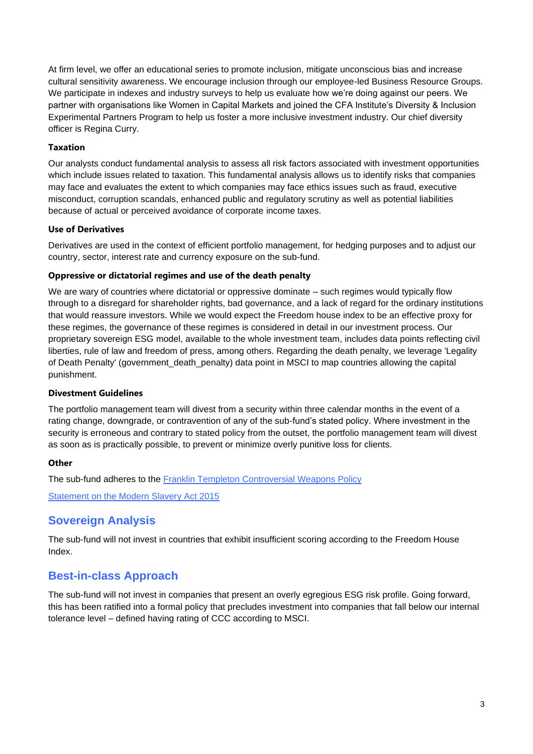At firm level, we offer an educational series to promote inclusion, mitigate unconscious bias and increase cultural sensitivity awareness. We encourage inclusion through our employee-led Business Resource Groups. We participate in indexes and industry surveys to help us evaluate how we're doing against our peers. We partner with organisations like Women in Capital Markets and joined the CFA Institute's Diversity & Inclusion Experimental Partners Program to help us foster a more inclusive investment industry. Our chief diversity officer is Regina Curry.

**Taxation**

Our analysts conduct fundamental analysis to assess all risk factors associated with investment opportunities which include issues related to taxation. This fundamental analysis allows us to identify risks that companies may face and evaluates the extent to which companies may face ethics issues such as fraud, executive misconduct, corruption scandals, enhanced public and regulatory scrutiny as well as potential liabilities because of actual or perceived avoidance of corporate income taxes.

**Use of Derivatives**

Derivatives are used in the context of efficient portfolio management, for hedging purposes and to adjust our country, sector, interest rate and currency exposure on the sub-fund.

**Oppressive or dictatorial regimes and use of the death penalty**

We are wary of countries where dictatorial or oppressive dominate – such regimes would typically flow through to a disregard for shareholder rights, bad governance, and a lack of regard for the ordinary institutions that would reassure investors. While we would expect the Freedom house index to be an effective proxy for these regimes, the governance of these regimes is considered in detail in our investment process. Our proprietary sovereign ESG model, available to the whole investment team, includes data points reflecting civil liberties, rule of law and freedom of press, among others. Regarding the death penalty, we leverage 'Legality of Death Penalty' (government_death_penalty) data point in MSCI to map countries allowing the capital punishment.

**Divestment Guidelines**

The portfolio management team will divest from a security within three calendar months in the event of a rating change, downgrade, or contravention of any of the sub-fund's stated policy. Where investment in the security is erroneous and contrary to stated policy from the outset, the portfolio management team will divest as soon as is practically possible, to prevent or minimize overly punitive loss for clients.

**Other**

The sub-fund adheres to the Franklin Templeton Controversial Weapons Policy

Statement on the Modern Slavery Act 2015

## Sovereign Analysis

The sub-fund will not invest in countries that exhibit insufficient scoring according to the Freedom House Index.

## Best-in-class Approach

The sub-fund will not invest in companies that present an overly egregious ESG risk profile. Going forward, this has been ratified into a formal policy that precludes investment into companies that fall below our internal tolerance level – defined having rating of CCC according to MSCI.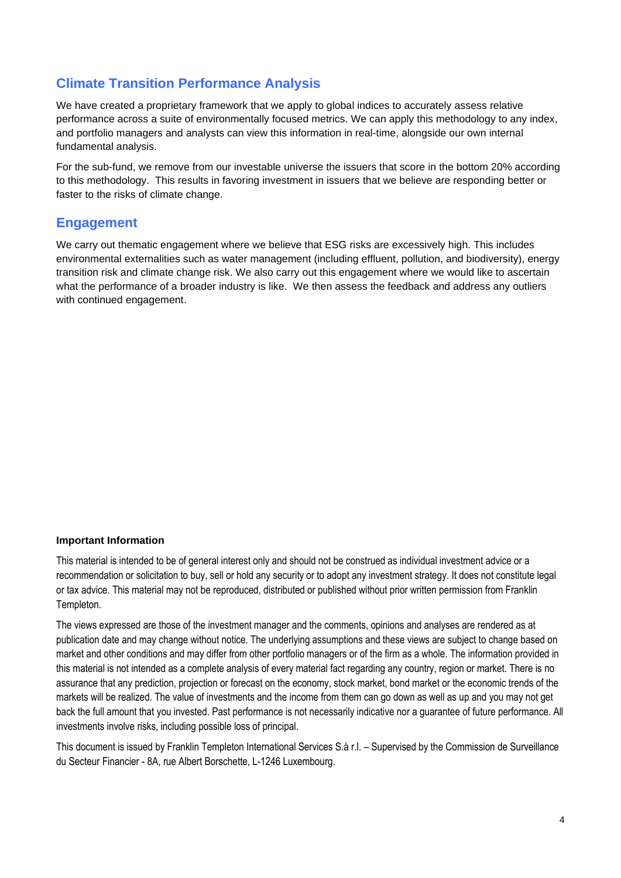## Climate Transition Performance Analysis

We have created a proprietary framework that we apply to global indices to accurately assess relative performance across a suite of environmentally focused metrics. We can apply this methodology to any index, and portfolio managers and analysts can view this information in real-time, alongside our own internal fundamental analysis.

For the sub-fund, we remove from our investable universe the issuers that score in the bottom 20% according to this methodology. This results in favoring investment in issuers that we believe are responding better or faster to the risks of climate change.

## Engagement

We carry out thematic engagement where we believe that ESG risks are excessively high. This includes environmental externalities such as water management (including effluent, pollution, and biodiversity), energy transition risk and climate change risk. We also carry out this engagement where we would like to ascertain what the performance of a broader industry is like. We then assess the feedback and address any outliers with continued engagement.

**Important Information**

This material is intended to be of general interest only and should not be construed as individual investment advice or a recommendation or solicitation to buy, sell or hold any security or to adopt any investment strategy. It does not constitute legal or tax advice. This material may not be reproduced, distributed or published without prior written permission from Franklin Templeton.

The views expressed are those of the investment manager and the comments, opinions and analyses are rendered as at publication date and may change without notice. The underlying assumptions and these views are subject to change based on market and other conditions and may differ from other portfolio managers or of the firm as a whole. The information provided in this material is not intended as a complete analysis of every material fact regarding any country, region or market. There is no assurance that any prediction, projection or forecast on the economy, stock market, bond market or the economic trends of the markets will be realized. The value of investments and the income from them can go down as well as up and you may not get back the full amount that you invested. Past performance is not necessarily indicative nor a guarantee of future performance. All investments involve risks, including possible loss of principal.

This document is issued by Franklin Templeton International Services S.à r.l. – Supervised by the Commission de Surveillance du Secteur Financier - 8A, rue Albert Borschette, L-1246 Luxembourg.